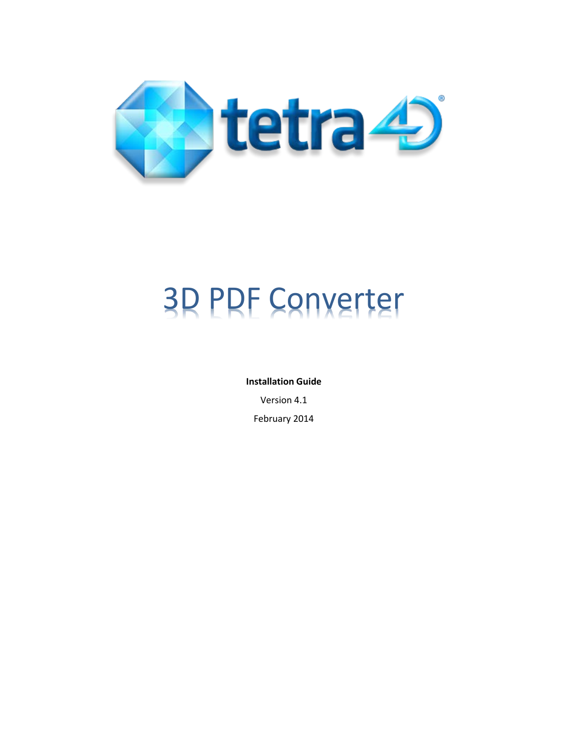# 3D PDF Converter

**Installation Guide**

Version 4.1

February 2014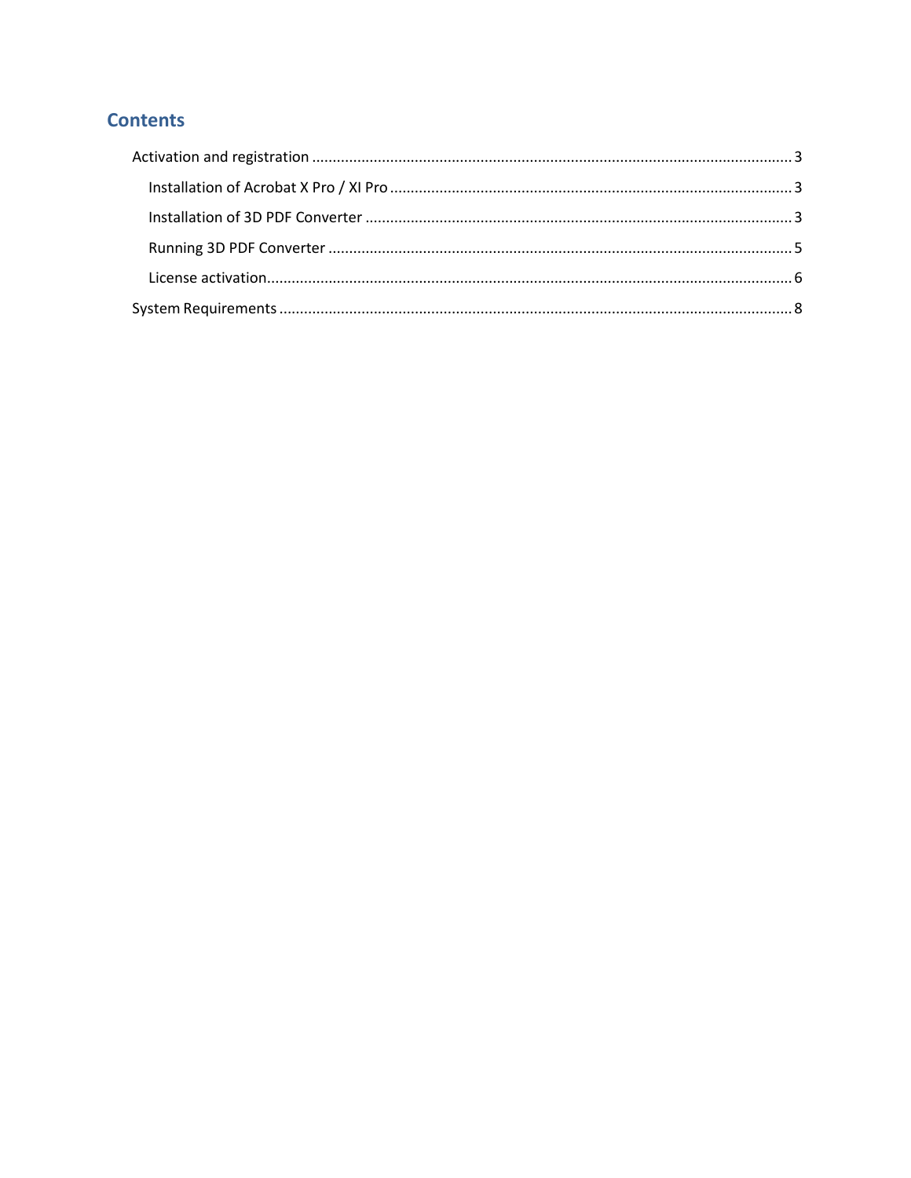# Contents

- Activation and registration ..... 3
  - Installation of Acrobat X Pro / XI Pro ..... 3
  - Installation of 3D PDF Converter ..... 3
  - Running 3D PDF Converter ..... 5
  - License activation ..... 6
- System Requirements ..... 8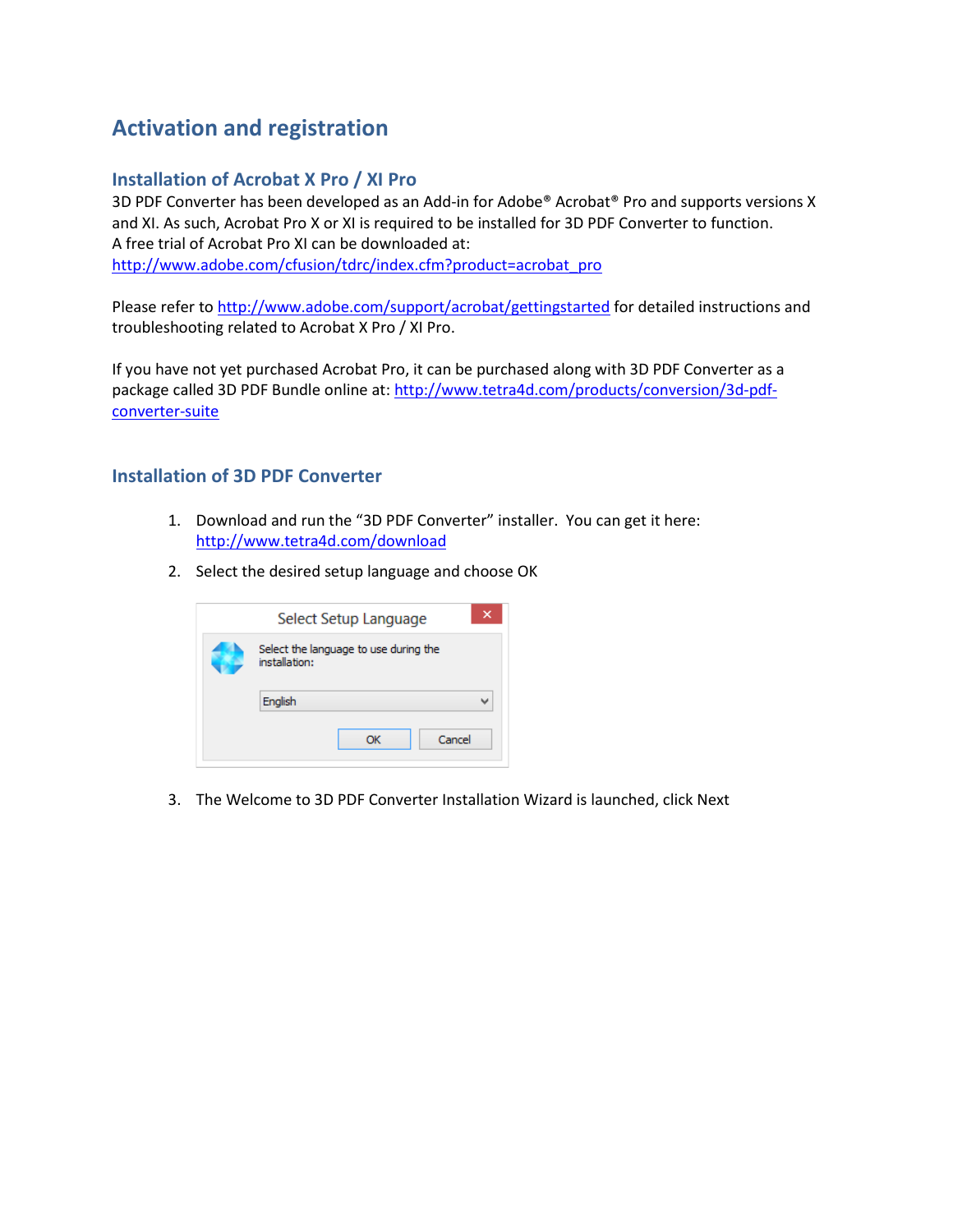# Activation and registration

## Installation of Acrobat X Pro / XI Pro

3D PDF Converter has been developed as an Add-in for Adobe® Acrobat® Pro and supports versions X and XI. As such, Acrobat Pro X or XI is required to be installed for 3D PDF Converter to function.
A free trial of Acrobat Pro XI can be downloaded at:
http://www.adobe.com/cfusion/tdrc/index.cfm?product=acrobat_pro

Please refer to http://www.adobe.com/support/acrobat/gettingstarted for detailed instructions and troubleshooting related to Acrobat X Pro / XI Pro.

If you have not yet purchased Acrobat Pro, it can be purchased along with 3D PDF Converter as a package called 3D PDF Bundle online at: http://www.tetra4d.com/products/conversion/3d-pdf-converter-suite

## Installation of 3D PDF Converter

1. Download and run the “3D PDF Converter” installer. You can get it here: http://www.tetra4d.com/download
2. Select the desired setup language and choose OK

   Select Setup Language

   Select the language to use during the installation:

   English

   OK Cancel

3. The Welcome to 3D PDF Converter Installation Wizard is launched, click Next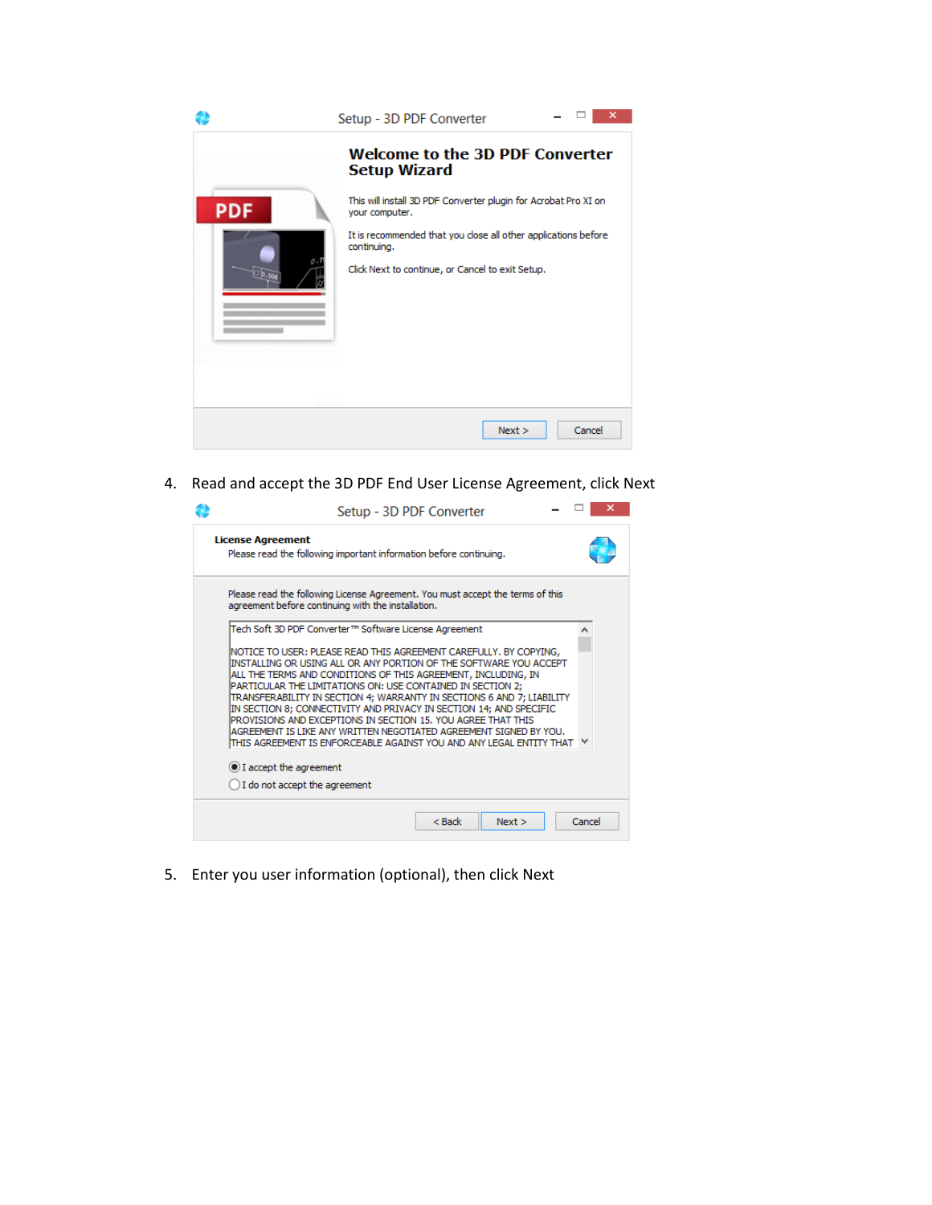4. Read and accept the 3D PDF End User License Agreement, click Next

5. Enter you user information (optional), then click Next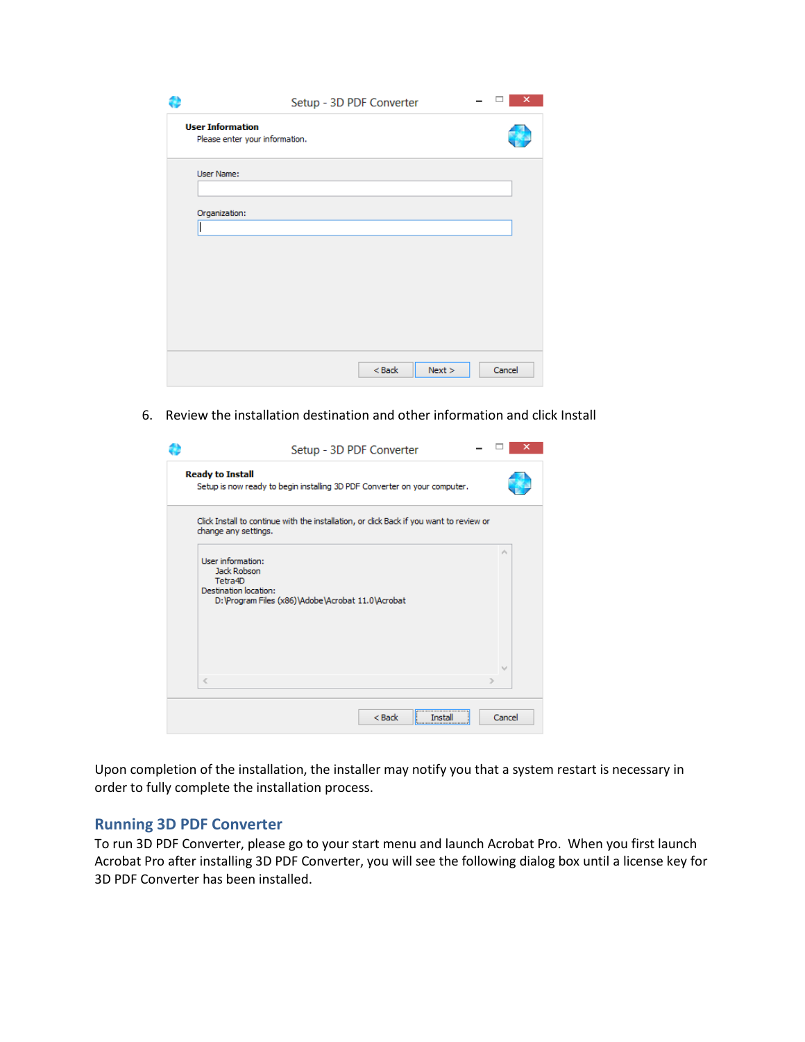6. Review the installation destination and other information and click Install

Upon completion of the installation, the installer may notify you that a system restart is necessary in order to fully complete the installation process.

## Running 3D PDF Converter

To run 3D PDF Converter, please go to your start menu and launch Acrobat Pro. When you first launch Acrobat Pro after installing 3D PDF Converter, you will see the following dialog box until a license key for 3D PDF Converter has been installed.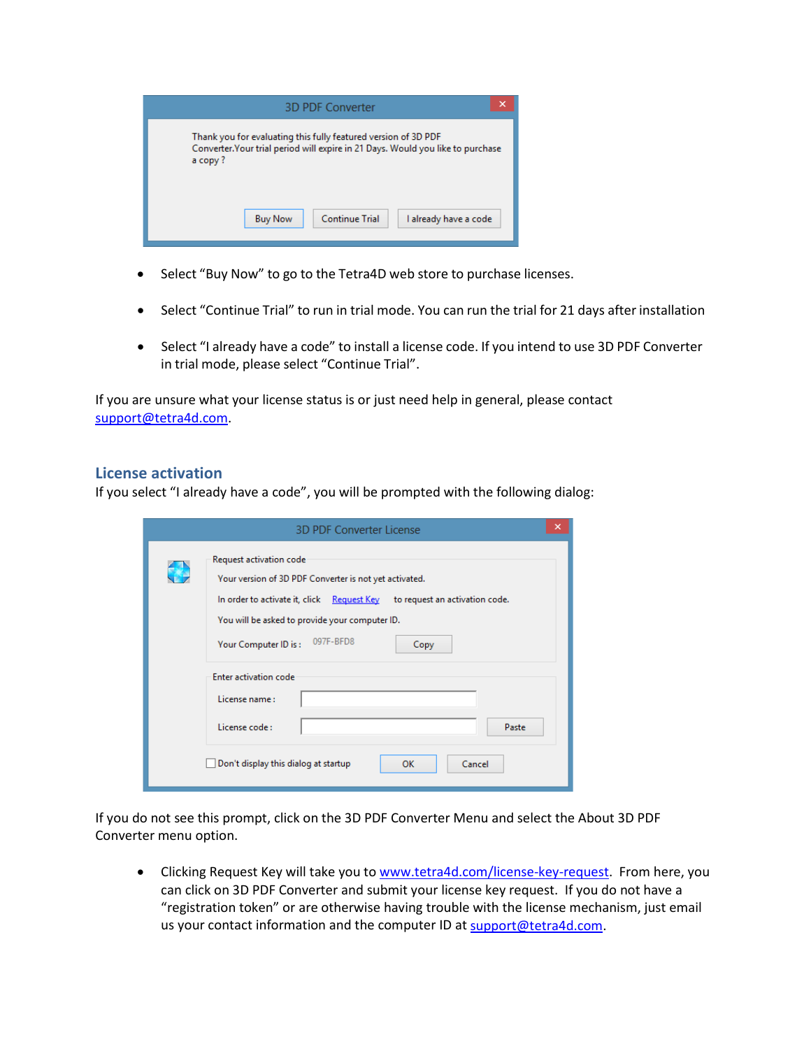- Select “Buy Now” to go to the Tetra4D web store to purchase licenses.
- Select “Continue Trial” to run in trial mode. You can run the trial for 21 days after installation
- Select “I already have a code” to install a license code. If you intend to use 3D PDF Converter in trial mode, please select “Continue Trial”.

If you are unsure what your license status is or just need help in general, please contact support@tetra4d.com.

## License activation

If you select “I already have a code”, you will be prompted with the following dialog:

If you do not see this prompt, click on the 3D PDF Converter Menu and select the About 3D PDF Converter menu option.

- Clicking Request Key will take you to www.tetra4d.com/license-key-request. From here, you can click on 3D PDF Converter and submit your license key request. If you do not have a “registration token” or are otherwise having trouble with the license mechanism, just email us your contact information and the computer ID at support@tetra4d.com.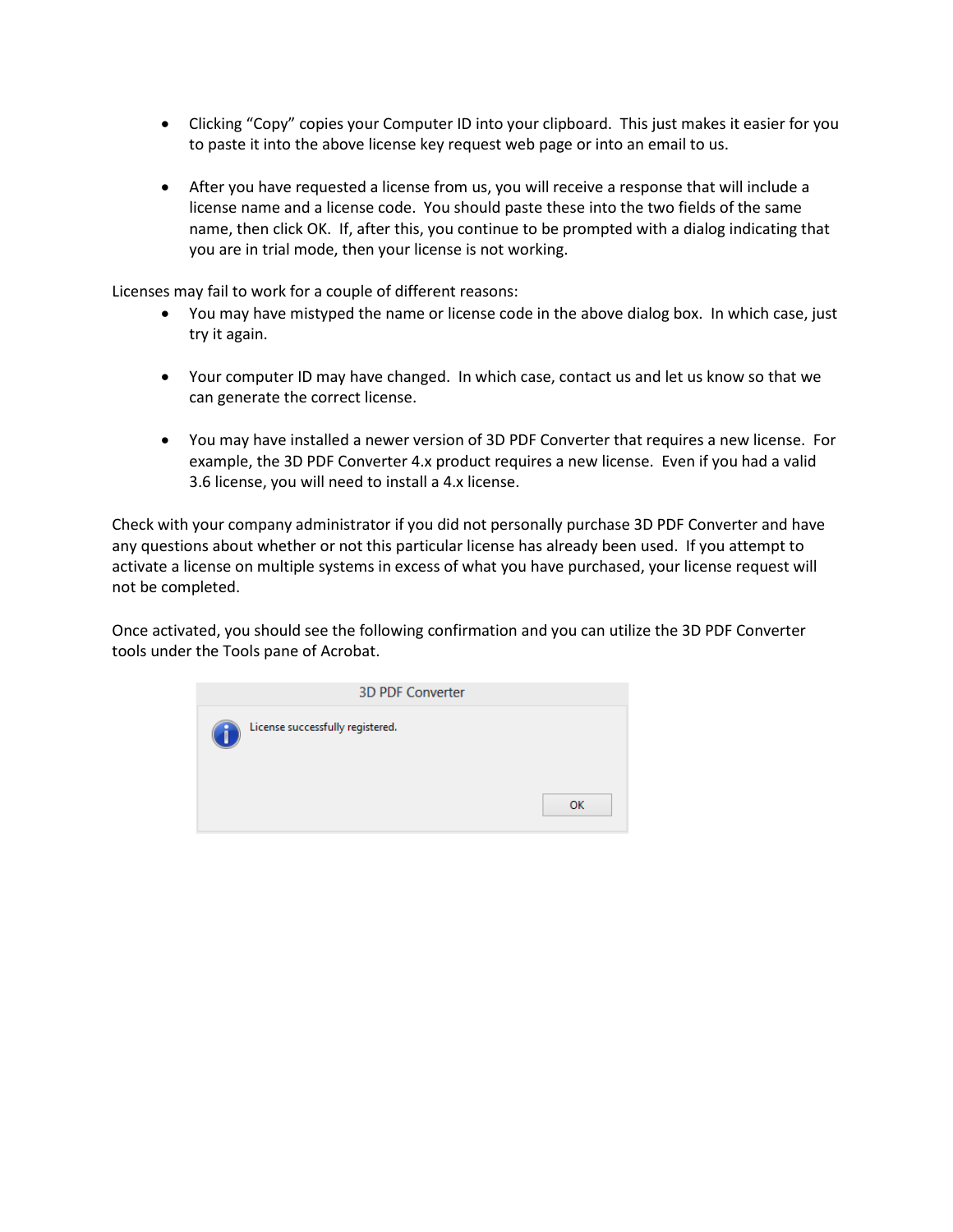- Clicking “Copy” copies your Computer ID into your clipboard. This just makes it easier for you to paste it into the above license key request web page or into an email to us.

- After you have requested a license from us, you will receive a response that will include a license name and a license code. You should paste these into the two fields of the same name, then click OK. If, after this, you continue to be prompted with a dialog indicating that you are in trial mode, then your license is not working.

Licenses may fail to work for a couple of different reasons:

- You may have mistyped the name or license code in the above dialog box. In which case, just try it again.

- Your computer ID may have changed. In which case, contact us and let us know so that we can generate the correct license.

- You may have installed a newer version of 3D PDF Converter that requires a new license. For example, the 3D PDF Converter 4.x product requires a new license. Even if you had a valid 3.6 license, you will need to install a 4.x license.

Check with your company administrator if you did not personally purchase 3D PDF Converter and have any questions about whether or not this particular license has already been used. If you attempt to activate a license on multiple systems in excess of what you have purchased, your license request will not be completed.

Once activated, you should see the following confirmation and you can utilize the 3D PDF Converter tools under the Tools pane of Acrobat.

3D PDF Converter

License successfully registered.

OK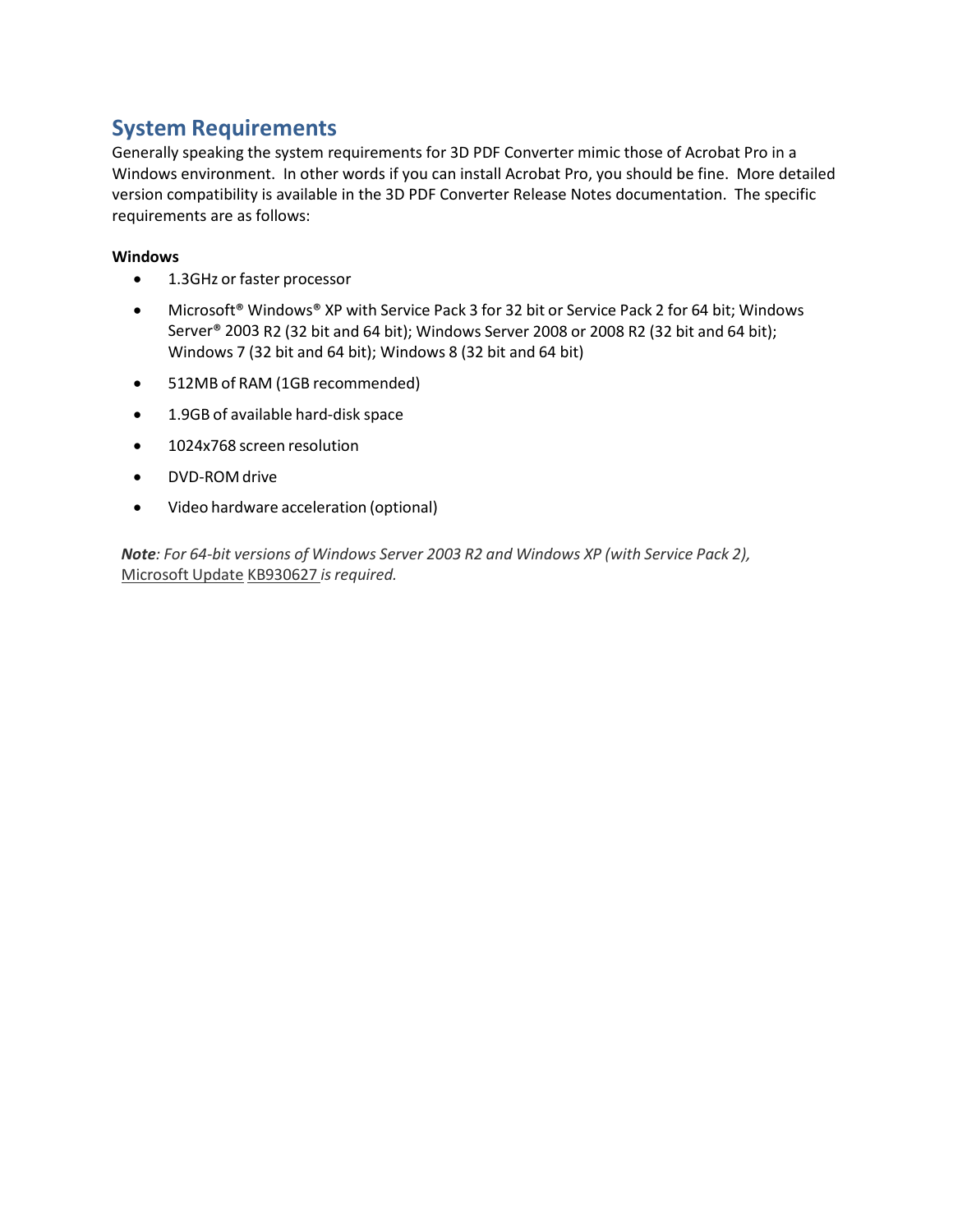## System Requirements

Generally speaking the system requirements for 3D PDF Converter mimic those of Acrobat Pro in a Windows environment. In other words if you can install Acrobat Pro, you should be fine. More detailed version compatibility is available in the 3D PDF Converter Release Notes documentation. The specific requirements are as follows:

**Windows**

- 1.3GHz or faster processor
- Microsoft® Windows® XP with Service Pack 3 for 32 bit or Service Pack 2 for 64 bit; Windows Server® 2003 R2 (32 bit and 64 bit); Windows Server 2008 or 2008 R2 (32 bit and 64 bit); Windows 7 (32 bit and 64 bit); Windows 8 (32 bit and 64 bit)
- 512MB of RAM (1GB recommended)
- 1.9GB of available hard-disk space
- 1024x768 screen resolution
- DVD-ROM drive
- Video hardware acceleration (optional)

***Note**: For 64-bit versions of Windows Server 2003 R2 and Windows XP (with Service Pack 2), Microsoft Update KB930627 is required.*